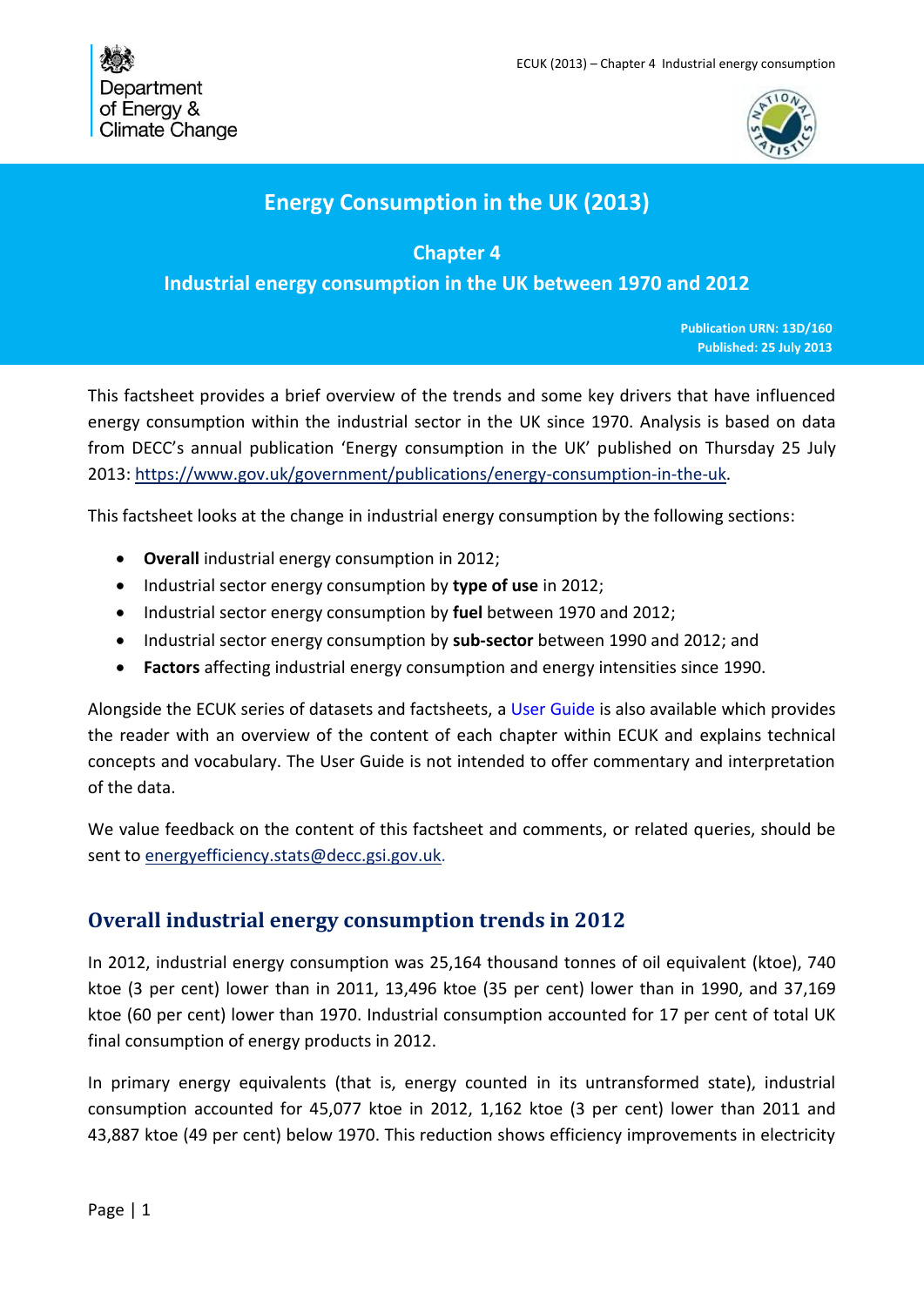Department of Energy & Climate Change

# Energy Consumption in the UK (2013)

## Chapter 4

## Industrial energy consumption in the UK between 1970 and 2012

**Publication URN: 13D/160**
**Published: 25 July 2013**

This factsheet provides a brief overview of the trends and some key drivers that have influenced energy consumption within the industrial sector in the UK since 1970. Analysis is based on data from DECC's annual publication 'Energy consumption in the UK' published on Thursday 25 July 2013: https://www.gov.uk/government/publications/energy-consumption-in-the-uk.

This factsheet looks at the change in industrial energy consumption by the following sections:

- **Overall** industrial energy consumption in 2012;
- Industrial sector energy consumption by **type of use** in 2012;
- Industrial sector energy consumption by **fuel** between 1970 and 2012;
- Industrial sector energy consumption by **sub-sector** between 1990 and 2012; and
- **Factors** affecting industrial energy consumption and energy intensities since 1990.

Alongside the ECUK series of datasets and factsheets, a User Guide is also available which provides the reader with an overview of the content of each chapter within ECUK and explains technical concepts and vocabulary. The User Guide is not intended to offer commentary and interpretation of the data.

We value feedback on the content of this factsheet and comments, or related queries, should be sent to energyefficiency.stats@decc.gsi.gov.uk.

## Overall industrial energy consumption trends in 2012

In 2012, industrial energy consumption was 25,164 thousand tonnes of oil equivalent (ktoe), 740 ktoe (3 per cent) lower than in 2011, 13,496 ktoe (35 per cent) lower than in 1990, and 37,169 ktoe (60 per cent) lower than 1970. Industrial consumption accounted for 17 per cent of total UK final consumption of energy products in 2012.

In primary energy equivalents (that is, energy counted in its untransformed state), industrial consumption accounted for 45,077 ktoe in 2012, 1,162 ktoe (3 per cent) lower than 2011 and 43,887 ktoe (49 per cent) below 1970. This reduction shows efficiency improvements in electricity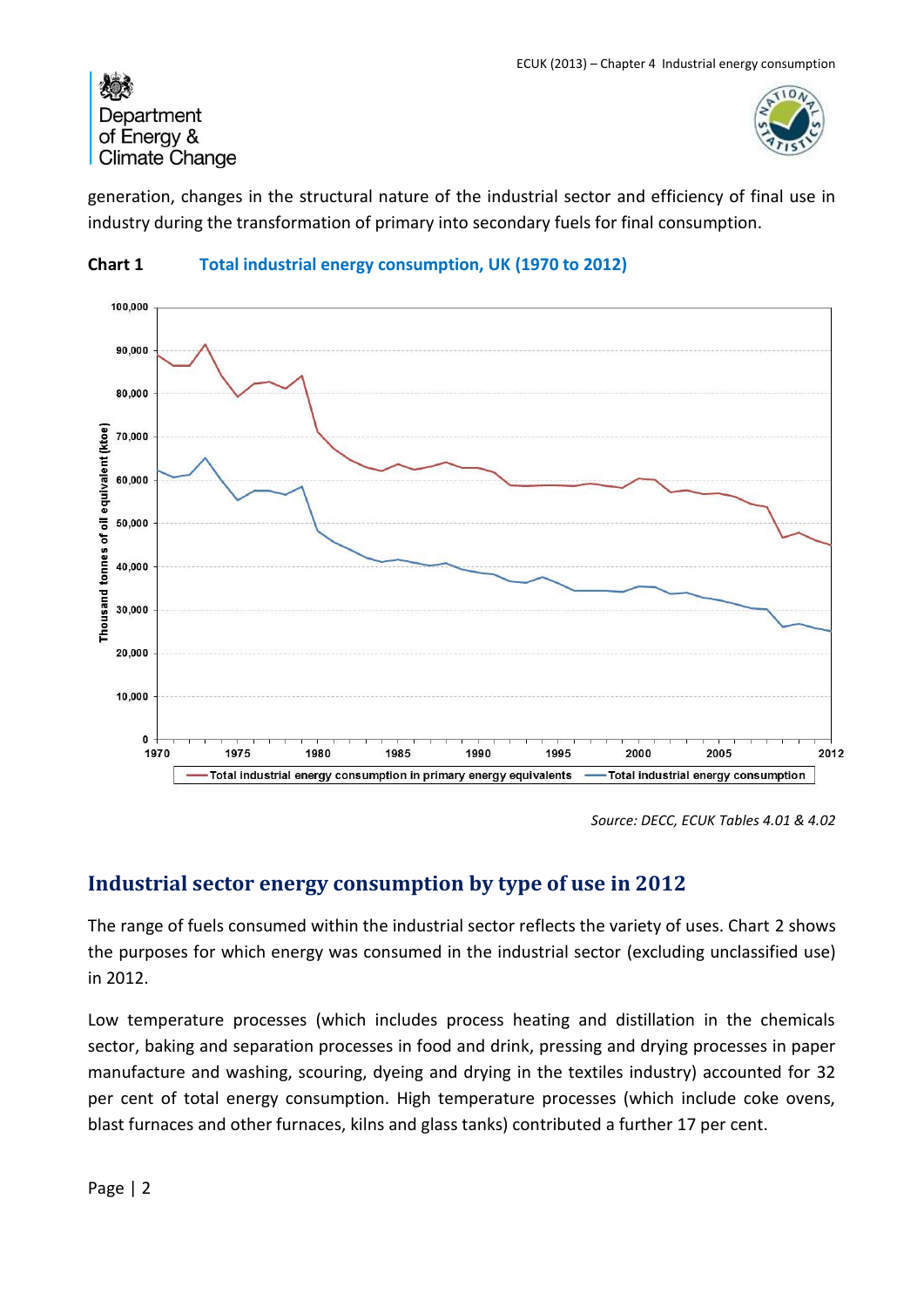generation, changes in the structural nature of the industrial sector and efficiency of final use in industry during the transformation of primary into secondary fuels for final consumption.

**Chart 1** Total industrial energy consumption, UK (1970 to 2012)

*Source: DECC, ECUK Tables 4.01 & 4.02*

## Industrial sector energy consumption by type of use in 2012

The range of fuels consumed within the industrial sector reflects the variety of uses. Chart 2 shows the purposes for which energy was consumed in the industrial sector (excluding unclassified use) in 2012.

Low temperature processes (which includes process heating and distillation in the chemicals sector, baking and separation processes in food and drink, pressing and drying processes in paper manufacture and washing, scouring, dyeing and drying in the textiles industry) accounted for 32 per cent of total energy consumption. High temperature processes (which include coke ovens, blast furnaces and other furnaces, kilns and glass tanks) contributed a further 17 per cent.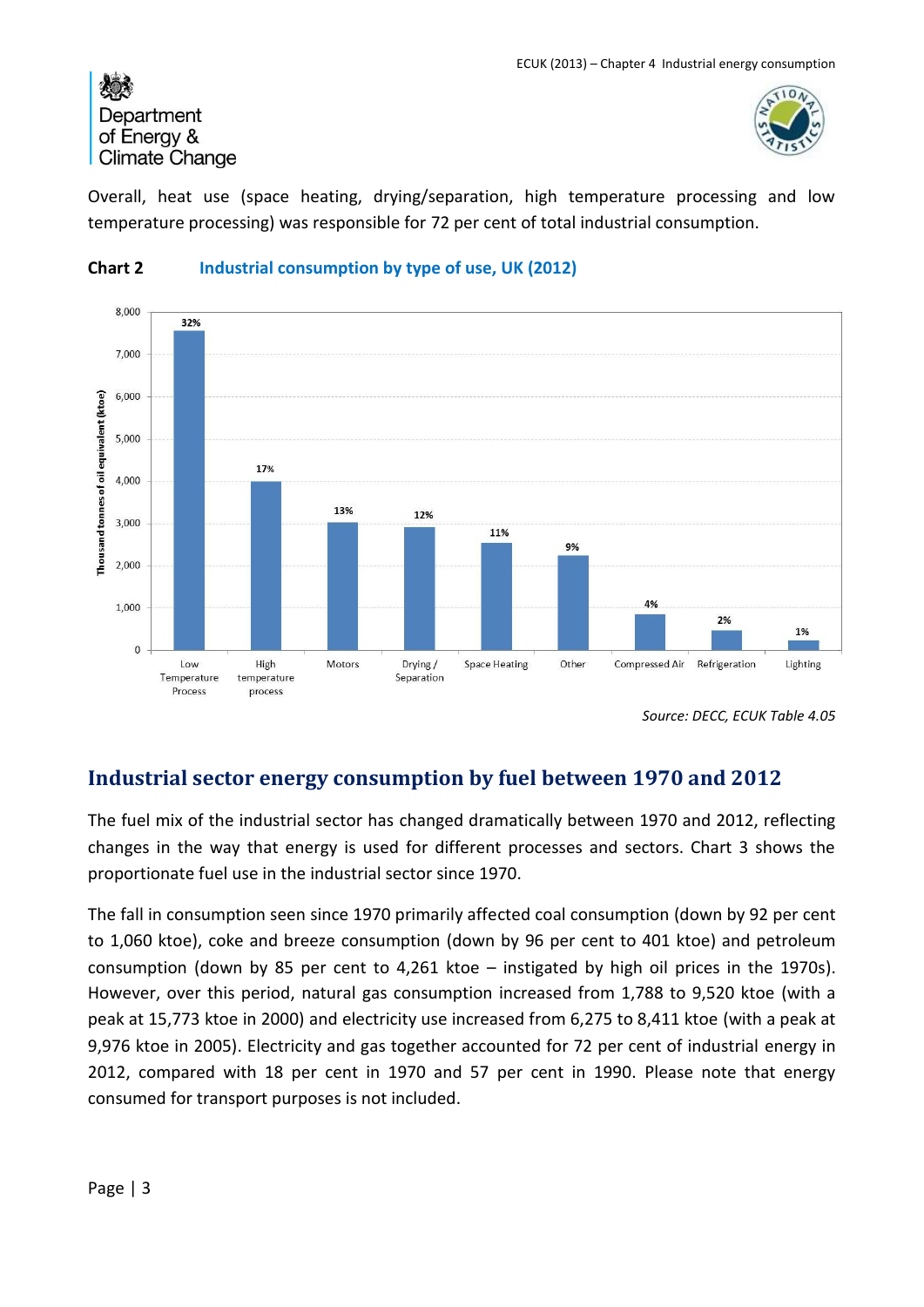Overall, heat use (space heating, drying/separation, high temperature processing and low temperature processing) was responsible for 72 per cent of total industrial consumption.

**Chart 2** Industrial consumption by type of use, UK (2012)

*Source: DECC, ECUK Table 4.05*

## Industrial sector energy consumption by fuel between 1970 and 2012

The fuel mix of the industrial sector has changed dramatically between 1970 and 2012, reflecting changes in the way that energy is used for different processes and sectors. Chart 3 shows the proportionate fuel use in the industrial sector since 1970.

The fall in consumption seen since 1970 primarily affected coal consumption (down by 92 per cent to 1,060 ktoe), coke and breeze consumption (down by 96 per cent to 401 ktoe) and petroleum consumption (down by 85 per cent to 4,261 ktoe – instigated by high oil prices in the 1970s). However, over this period, natural gas consumption increased from 1,788 to 9,520 ktoe (with a peak at 15,773 ktoe in 2000) and electricity use increased from 6,275 to 8,411 ktoe (with a peak at 9,976 ktoe in 2005). Electricity and gas together accounted for 72 per cent of industrial energy in 2012, compared with 18 per cent in 1970 and 57 per cent in 1990. Please note that energy consumed for transport purposes is not included.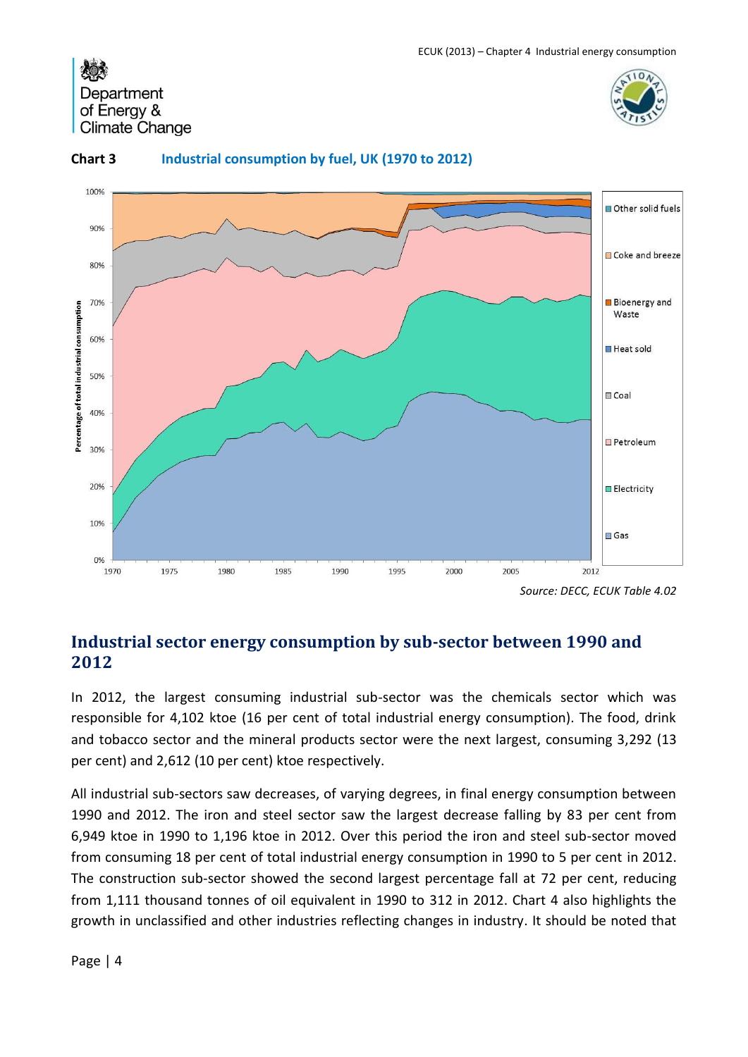**Chart 3** Industrial consumption by fuel, UK (1970 to 2012)

*Source: DECC, ECUK Table 4.02*

## Industrial sector energy consumption by sub-sector between 1990 and 2012

In 2012, the largest consuming industrial sub-sector was the chemicals sector which was responsible for 4,102 ktoe (16 per cent of total industrial energy consumption). The food, drink and tobacco sector and the mineral products sector were the next largest, consuming 3,292 (13 per cent) and 2,612 (10 per cent) ktoe respectively.

All industrial sub-sectors saw decreases, of varying degrees, in final energy consumption between 1990 and 2012. The iron and steel sector saw the largest decrease falling by 83 per cent from 6,949 ktoe in 1990 to 1,196 ktoe in 2012. Over this period the iron and steel sub-sector moved from consuming 18 per cent of total industrial energy consumption in 1990 to 5 per cent in 2012. The construction sub-sector showed the second largest percentage fall at 72 per cent, reducing from 1,111 thousand tonnes of oil equivalent in 1990 to 312 in 2012. Chart 4 also highlights the growth in unclassified and other industries reflecting changes in industry. It should be noted that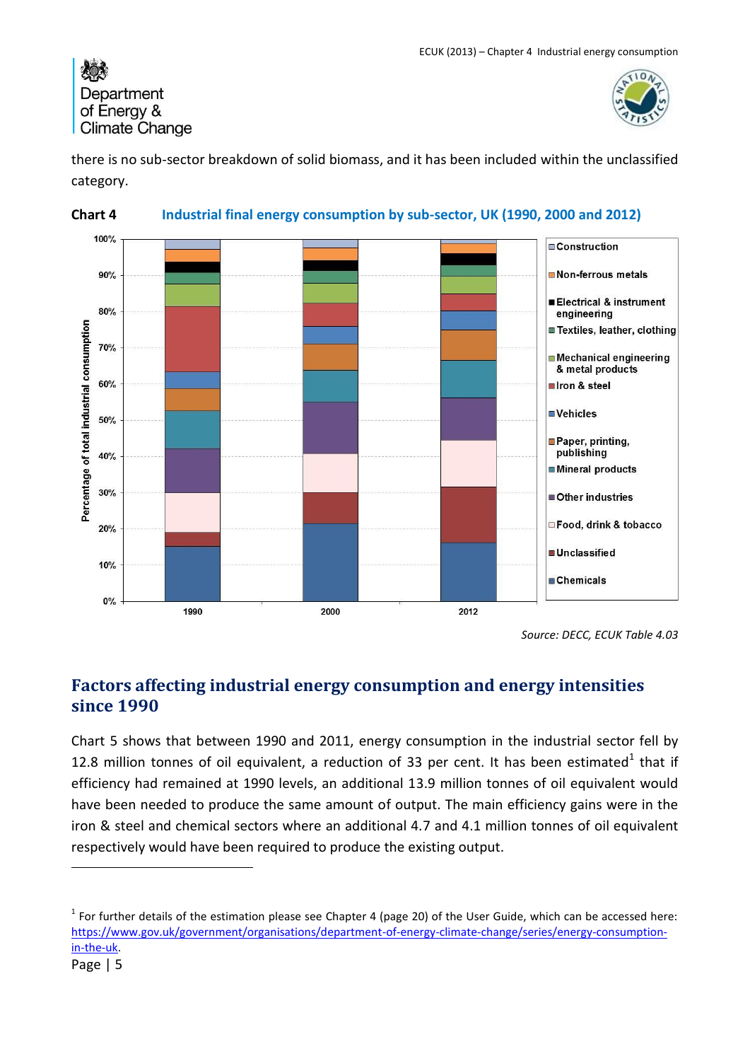there is no sub-sector breakdown of solid biomass, and it has been included within the unclassified category.

**Chart 4** Industrial final energy consumption by sub-sector, UK (1990, 2000 and 2012)

*Source: DECC, ECUK Table 4.03*

## Factors affecting industrial energy consumption and energy intensities since 1990

Chart 5 shows that between 1990 and 2011, energy consumption in the industrial sector fell by 12.8 million tonnes of oil equivalent, a reduction of 33 per cent. It has been estimated[1] that if efficiency had remained at 1990 levels, an additional 13.9 million tonnes of oil equivalent would have been needed to produce the same amount of output. The main efficiency gains were in the iron & steel and chemical sectors where an additional 4.7 and 4.1 million tonnes of oil equivalent respectively would have been required to produce the existing output.

[1] For further details of the estimation please see Chapter 4 (page 20) of the User Guide, which can be accessed here: https://www.gov.uk/government/organisations/department-of-energy-climate-change/series/energy-consumption-in-the-uk.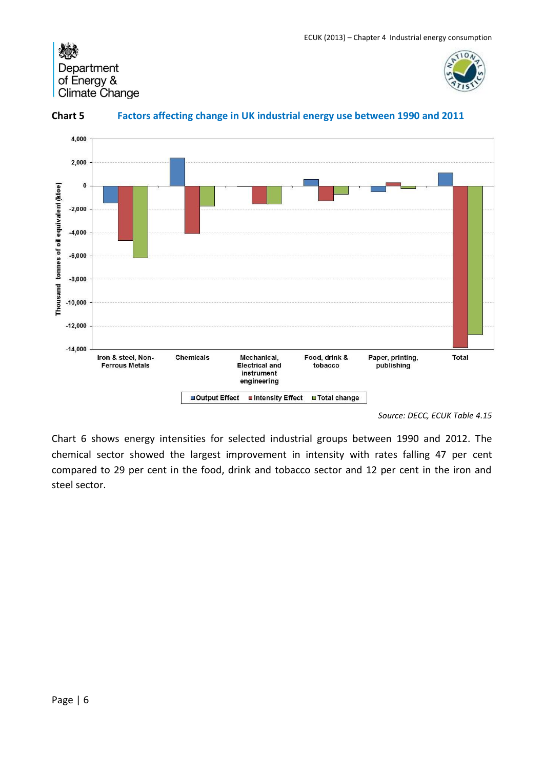**Chart 5** **Factors affecting change in UK industrial energy use between 1990 and 2011**

*Source: DECC, ECUK Table 4.15*

Chart 6 shows energy intensities for selected industrial groups between 1990 and 2012. The chemical sector showed the largest improvement in intensity with rates falling 47 per cent compared to 29 per cent in the food, drink and tobacco sector and 12 per cent in the iron and steel sector.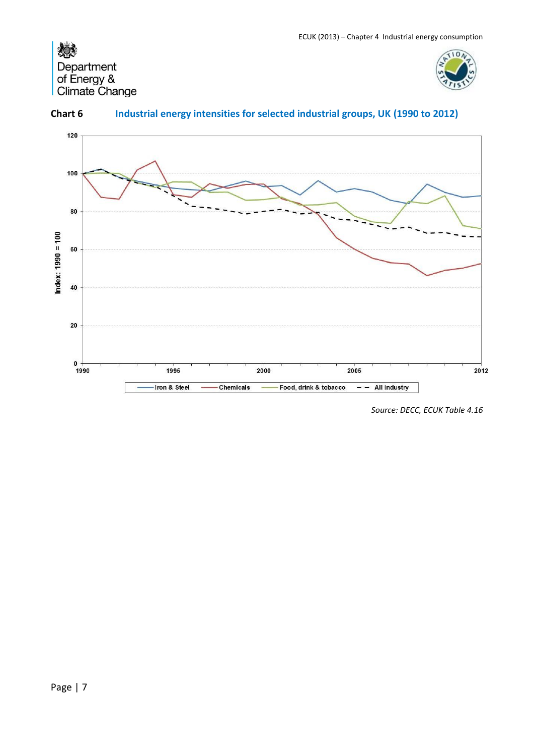Department of Energy & Climate Change

**Chart 6** **Industrial energy intensities for selected industrial groups, UK (1990 to 2012)**

120
100
80
60
40
20
0

Index: 1990 = 100

1990
1995
2000
2005
2012

Iron & Steel
Chemicals
Food, drink & tobacco
All industry

*Source: DECC, ECUK Table 4.16*